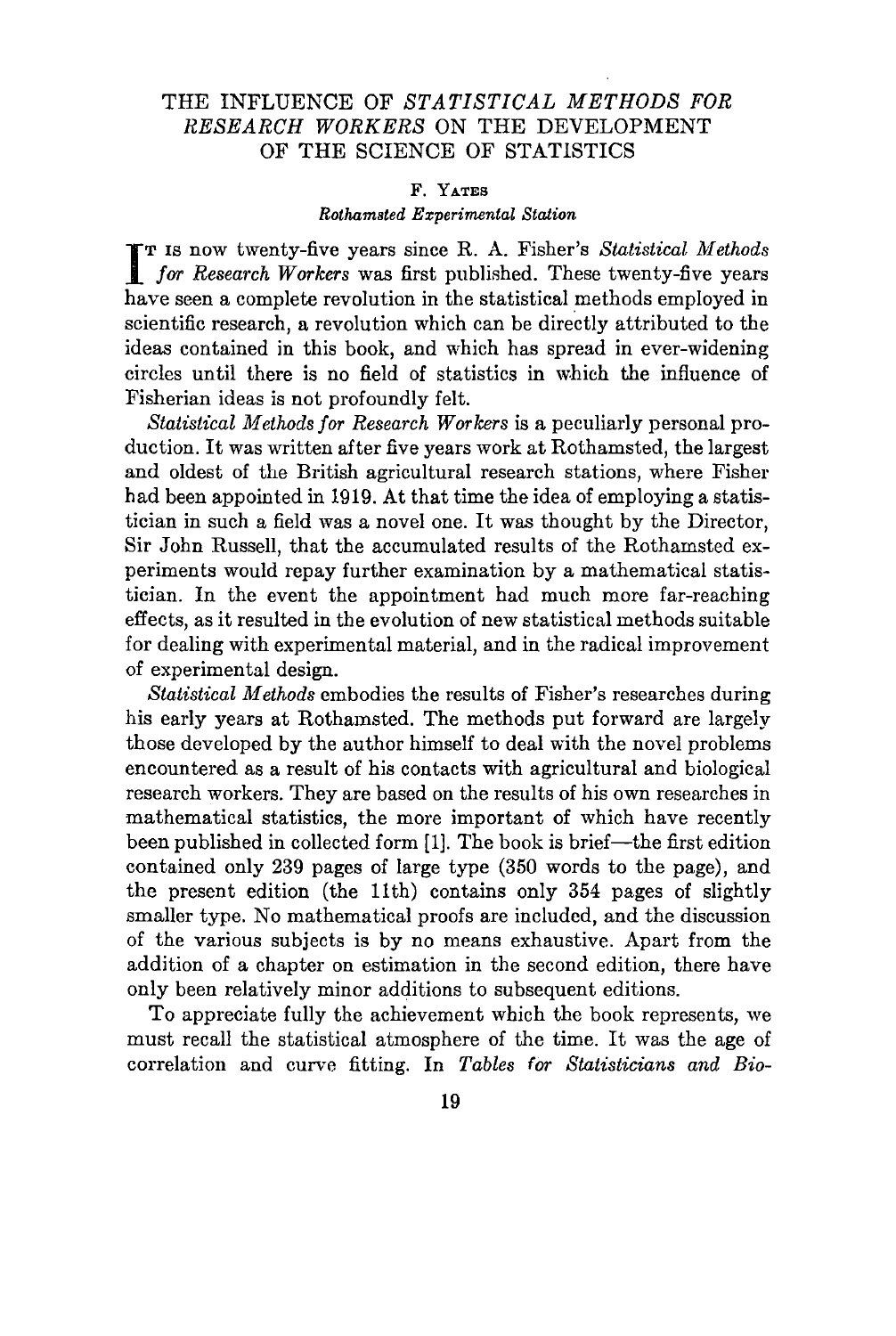# THE INFLUENCE OF *STATISTICAL METHODS FOR RESEARCH WORKERS* ON THE DEVELOPMENT OF THE SCIENCE OF STATISTICS

F. YATES

*Rothamsted Experimental Station*

It is now twenty-five years since R. A. Fisher's *Statistical Methods for Research Workers* was first published. These twenty-five years have seen a complete revolution in the statistical methods employed in scientific research, a revolution which can be directly attributed to the ideas contained in this book, and which has spread in ever-widening circles until there is no field of statistics in which the influence of Fisherian ideas is not profoundly felt.

*Statistical Methods for Research Workers* is a peculiarly personal production. It was written after five years work at Rothamsted, the largest and oldest of the British agricultural research stations, where Fisher had been appointed in 1919. At that time the idea of employing a statistician in such a field was a novel one. It was thought by the Director, Sir John Russell, that the accumulated results of the Rothamsted experiments would repay further examination by a mathematical statistician. In the event the appointment had much more far-reaching effects, as it resulted in the evolution of new statistical methods suitable for dealing with experimental material, and in the radical improvement of experimental design.

*Statistical Methods* embodies the results of Fisher's researches during his early years at Rothamsted. The methods put forward are largely those developed by the author himself to deal with the novel problems encountered as a result of his contacts with agricultural and biological research workers. They are based on the results of his own researches in mathematical statistics, the more important of which have recently been published in collected form [1]. The book is brief—the first edition contained only 239 pages of large type (350 words to the page), and the present edition (the 11th) contains only 354 pages of slightly smaller type. No mathematical proofs are included, and the discussion of the various subjects is by no means exhaustive. Apart from the addition of a chapter on estimation in the second edition, there have only been relatively minor additions to subsequent editions.

To appreciate fully the achievement which the book represents, we must recall the statistical atmosphere of the time. It was the age of correlation and curve fitting. In *Tables for Statisticians and Bio-*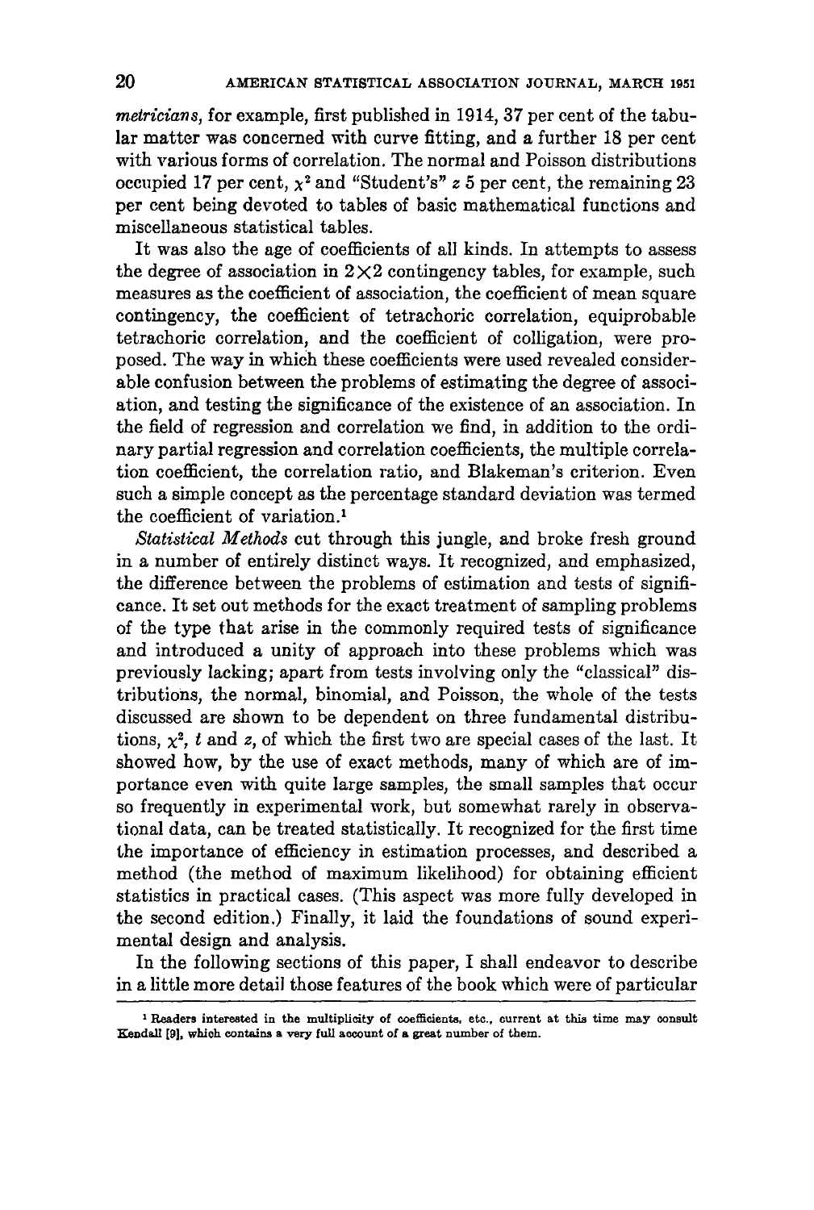*metricians*, for example, first published in 1914, 37 per cent of the tabular matter was concerned with curve fitting, and a further 18 per cent with various forms of correlation. The normal and Poisson distributions occupied 17 per cent, $\chi^2$ and "Student's" $z$ 5 per cent, the remaining 23 per cent being devoted to tables of basic mathematical functions and miscellaneous statistical tables.

It was also the age of coefficients of all kinds. In attempts to assess the degree of association in $2 \times 2$ contingency tables, for example, such measures as the coefficient of association, the coefficient of mean square contingency, the coefficient of tetrachoric correlation, equiprobable tetrachoric correlation, and the coefficient of colligation, were proposed. The way in which these coefficients were used revealed considerable confusion between the problems of estimating the degree of association, and testing the significance of the existence of an association. In the field of regression and correlation we find, in addition to the ordinary partial regression and correlation coefficients, the multiple correlation coefficient, the correlation ratio, and Blakeman's criterion. Even such a simple concept as the percentage standard deviation was termed the coefficient of variation.[1]

*Statistical Methods* cut through this jungle, and broke fresh ground in a number of entirely distinct ways. It recognized, and emphasized, the difference between the problems of estimation and tests of significance. It set out methods for the exact treatment of sampling problems of the type that arise in the commonly required tests of significance and introduced a unity of approach into these problems which was previously lacking; apart from tests involving only the "classical" distributions, the normal, binomial, and Poisson, the whole of the tests discussed are shown to be dependent on three fundamental distributions, $\chi^2$, $t$ and $z$, of which the first two are special cases of the last. It showed how, by the use of exact methods, many of which are of importance even with quite large samples, the small samples that occur so frequently in experimental work, but somewhat rarely in observational data, can be treated statistically. It recognized for the first time the importance of efficiency in estimation processes, and described a method (the method of maximum likelihood) for obtaining efficient statistics in practical cases. (This aspect was more fully developed in the second edition.) Finally, it laid the foundations of sound experimental design and analysis.

In the following sections of this paper, I shall endeavor to describe in a little more detail those features of the book which were of particular

[1] Readers interested in the multiplicity of coefficients, etc., current at this time may consult Kendall [9], which contains a very full account of a great number of them.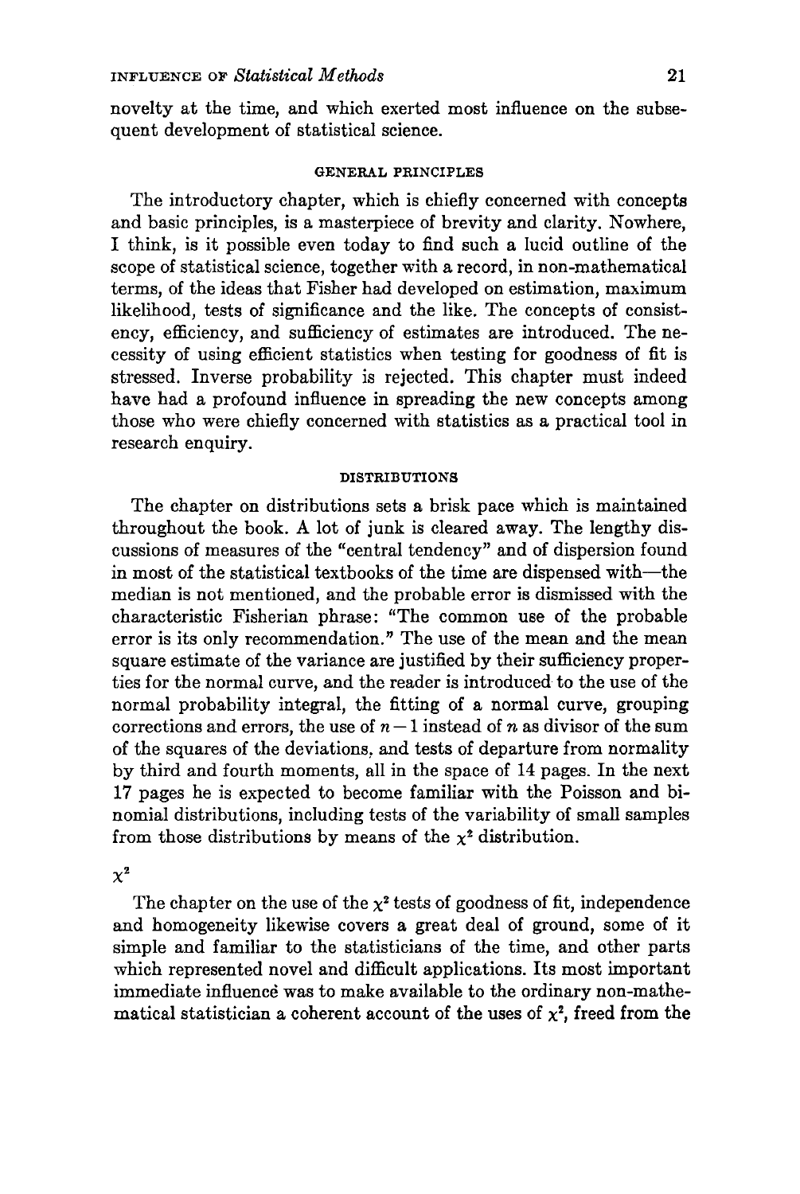novelty at the time, and which exerted most influence on the subsequent development of statistical science.

### GENERAL PRINCIPLES

The introductory chapter, which is chiefly concerned with concepts and basic principles, is a masterpiece of brevity and clarity. Nowhere, I think, is it possible even today to find such a lucid outline of the scope of statistical science, together with a record, in non-mathematical terms, of the ideas that Fisher had developed on estimation, maximum likelihood, tests of significance and the like. The concepts of consistency, efficiency, and sufficiency of estimates are introduced. The necessity of using efficient statistics when testing for goodness of fit is stressed. Inverse probability is rejected. This chapter must indeed have had a profound influence in spreading the new concepts among those who were chiefly concerned with statistics as a practical tool in research enquiry.

### DISTRIBUTIONS

The chapter on distributions sets a brisk pace which is maintained throughout the book. A lot of junk is cleared away. The lengthy discussions of measures of the "central tendency" and of dispersion found in most of the statistical textbooks of the time are dispensed with—the median is not mentioned, and the probable error is dismissed with the characteristic Fisherian phrase: "The common use of the probable error is its only recommendation." The use of the mean and the mean square estimate of the variance are justified by their sufficiency properties for the normal curve, and the reader is introduced to the use of the normal probability integral, the fitting of a normal curve, grouping corrections and errors, the use of $n-1$ instead of $n$ as divisor of the sum of the squares of the deviations, and tests of departure from normality by third and fourth moments, all in the space of 14 pages. In the next 17 pages he is expected to become familiar with the Poisson and binomial distributions, including tests of the variability of small samples from those distributions by means of the $\chi^2$ distribution.

### $\chi^2$

The chapter on the use of the $\chi^2$ tests of goodness of fit, independence and homogeneity likewise covers a great deal of ground, some of it simple and familiar to the statisticians of the time, and other parts which represented novel and difficult applications. Its most important immediate influence was to make available to the ordinary non-mathematical statistician a coherent account of the uses of $\chi^2$, freed from the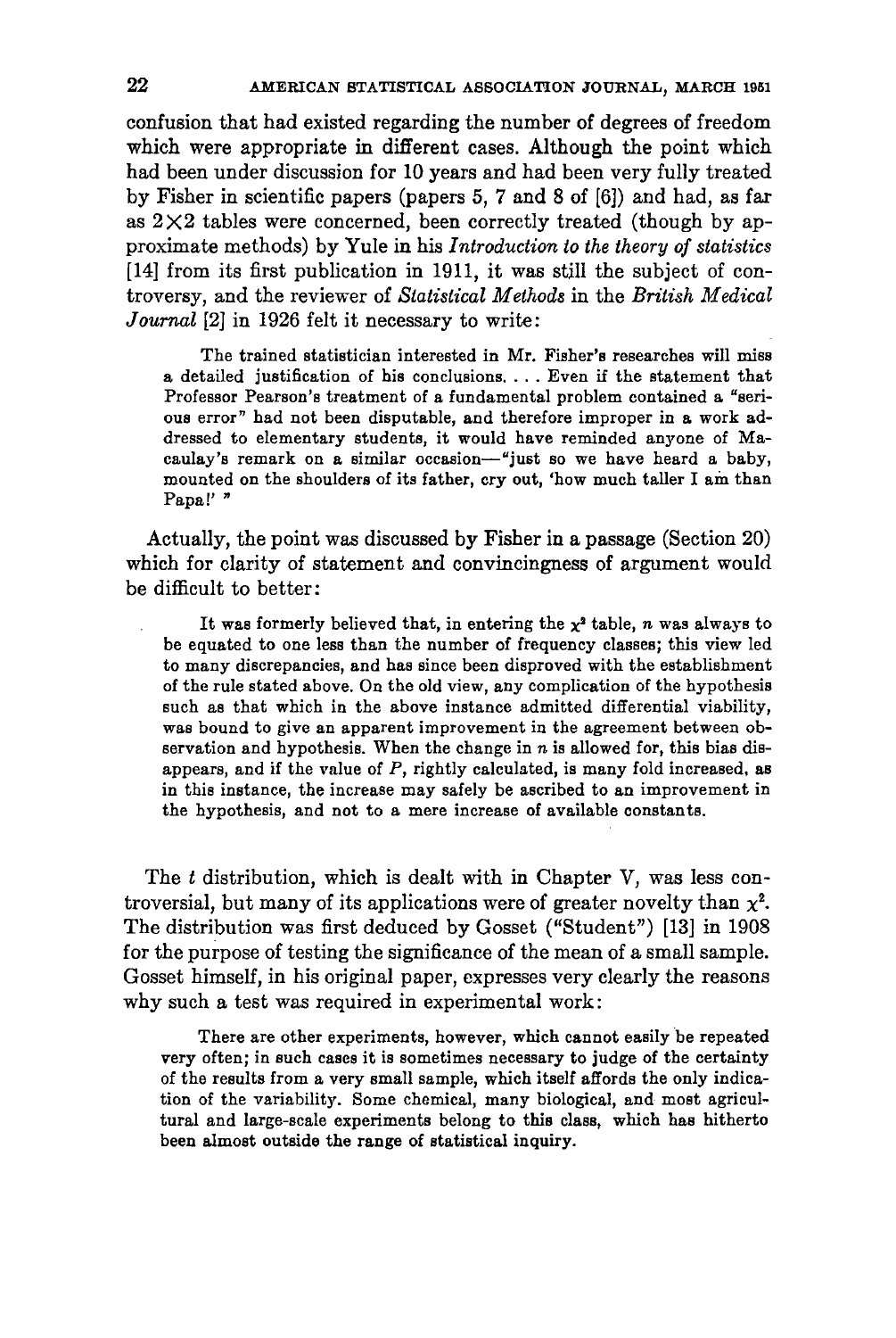confusion that had existed regarding the number of degrees of freedom which were appropriate in different cases. Although the point which had been under discussion for 10 years and had been very fully treated by Fisher in scientific papers (papers 5, 7 and 8 of [6]) and had, as far as $2 \times 2$ tables were concerned, been correctly treated (though by approximate methods) by Yule in his *Introduction to the theory of statistics* [14] from its first publication in 1911, it was still the subject of controversy, and the reviewer of *Statistical Methods* in the *British Medical Journal* [2] in 1926 felt it necessary to write:

> The trained statistician interested in Mr. Fisher's researches will miss a detailed justification of his conclusions. . . . Even if the statement that Professor Pearson's treatment of a fundamental problem contained a "serious error" had not been disputable, and therefore improper in a work addressed to elementary students, it would have reminded anyone of Macaulay's remark on a similar occasion—"just so we have heard a baby, mounted on the shoulders of its father, cry out, 'how much taller I am than Papa!' "

Actually, the point was discussed by Fisher in a passage (Section 20) which for clarity of statement and convincingness of argument would be difficult to better:

> It was formerly believed that, in entering the $\chi^2$ table, $n$ was always to be equated to one less than the number of frequency classes; this view led to many discrepancies, and has since been disproved with the establishment of the rule stated above. On the old view, any complication of the hypothesis such as that which in the above instance admitted differential viability, was bound to give an apparent improvement in the agreement between observation and hypothesis. When the change in $n$ is allowed for, this bias disappears, and if the value of $P$, rightly calculated, is many fold increased, as in this instance, the increase may safely be ascribed to an improvement in the hypothesis, and not to a mere increase of available constants.

The $t$ distribution, which is dealt with in Chapter V, was less controversial, but many of its applications were of greater novelty than $\chi^2$. The distribution was first deduced by Gosset ("Student") [13] in 1908 for the purpose of testing the significance of the mean of a small sample. Gosset himself, in his original paper, expresses very clearly the reasons why such a test was required in experimental work:

> There are other experiments, however, which cannot easily be repeated very often; in such cases it is sometimes necessary to judge of the certainty of the results from a very small sample, which itself affords the only indication of the variability. Some chemical, many biological, and most agricultural and large-scale experiments belong to this class, which has hitherto been almost outside the range of statistical inquiry.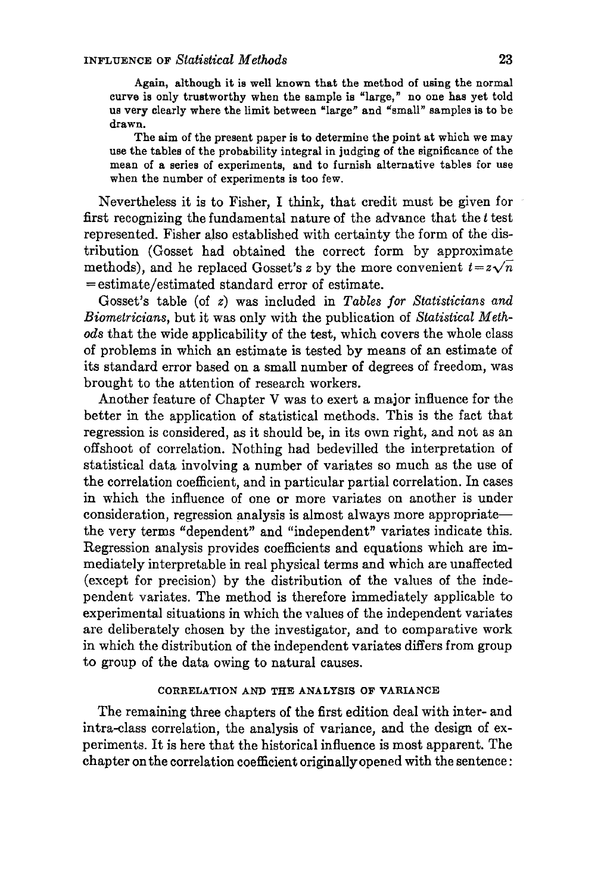> Again, although it is well known that the method of using the normal curve is only trustworthy when the sample is "large," no one has yet told us very clearly where the limit between "large" and "small" samples is to be drawn.
>
> The aim of the present paper is to determine the point at which we may use the tables of the probability integral in judging of the significance of the mean of a series of experiments, and to furnish alternative tables for use when the number of experiments is too few.

Nevertheless it is to Fisher, I think, that credit must be given for first recognizing the fundamental nature of the advance that the $t$ test represented. Fisher also established with certainty the form of the distribution (Gosset had obtained the correct form by approximate methods), and he replaced Gosset's $z$ by the more convenient $t = z\sqrt{n}$ = estimate/estimated standard error of estimate.

Gosset's table (of $z$) was included in *Tables for Statisticians and Biometricians*, but it was only with the publication of *Statistical Methods* that the wide applicability of the test, which covers the whole class of problems in which an estimate is tested by means of an estimate of its standard error based on a small number of degrees of freedom, was brought to the attention of research workers.

Another feature of Chapter V was to exert a major influence for the better in the application of statistical methods. This is the fact that regression is considered, as it should be, in its own right, and not as an offshoot of correlation. Nothing had bedevilled the interpretation of statistical data involving a number of variates so much as the use of the correlation coefficient, and in particular partial correlation. In cases in which the influence of one or more variates on another is under consideration, regression analysis is almost always more appropriate—the very terms "dependent" and "independent" variates indicate this. Regression analysis provides coefficients and equations which are immediately interpretable in real physical terms and which are unaffected (except for precision) by the distribution of the values of the independent variates. The method is therefore immediately applicable to experimental situations in which the values of the independent variates are deliberately chosen by the investigator, and to comparative work in which the distribution of the independent variates differs from group to group of the data owing to natural causes.

## CORRELATION AND THE ANALYSIS OF VARIANCE

The remaining three chapters of the first edition deal with inter- and intra-class correlation, the analysis of variance, and the design of experiments. It is here that the historical influence is most apparent. The chapter on the correlation coefficient originally opened with the sentence: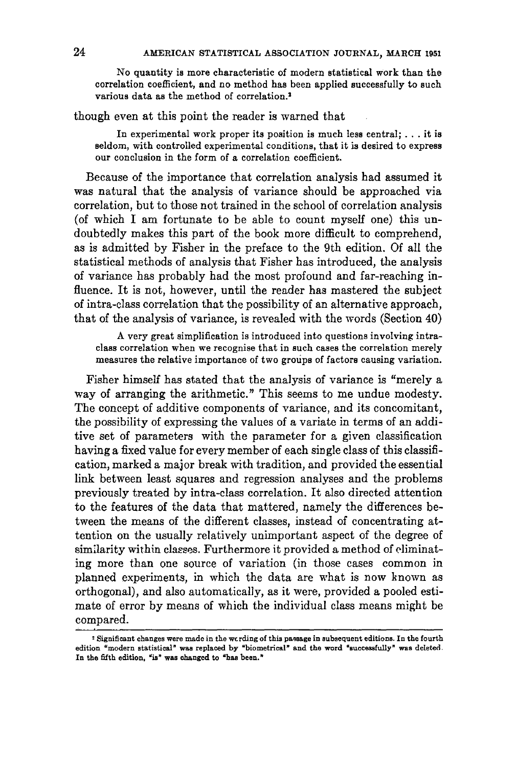> No quantity is more characteristic of modern statistical work than the correlation coefficient, and no method has been applied successfully to such various data as the method of correlation.[2]

though even at this point the reader is warned that

> In experimental work proper its position is much less central; . . . it is seldom, with controlled experimental conditions, that it is desired to express our conclusion in the form of a correlation coefficient.

Because of the importance that correlation analysis had assumed it was natural that the analysis of variance should be approached via correlation, but to those not trained in the school of correlation analysis (of which I am fortunate to be able to count myself one) this undoubtedly makes this part of the book more difficult to comprehend, as is admitted by Fisher in the preface to the 9th edition. Of all the statistical methods of analysis that Fisher has introduced, the analysis of variance has probably had the most profound and far-reaching influence. It is not, however, until the reader has mastered the subject of intra-class correlation that the possibility of an alternative approach, that of the analysis of variance, is revealed with the words (Section 40)

> A very great simplification is introduced into questions involving intra-class correlation when we recognise that in such cases the correlation merely measures the relative importance of two groups of factors causing variation.

Fisher himself has stated that the analysis of variance is "merely a way of arranging the arithmetic." This seems to me undue modesty. The concept of additive components of variance, and its concomitant, the possibility of expressing the values of a variate in terms of an additive set of parameters with the parameter for a given classification having a fixed value for every member of each single class of this classification, marked a major break with tradition, and provided the essential link between least squares and regression analyses and the problems previously treated by intra-class correlation. It also directed attention to the features of the data that mattered, namely the differences between the means of the different classes, instead of concentrating attention on the usually relatively unimportant aspect of the degree of similarity within classes. Furthermore it provided a method of eliminating more than one source of variation (in those cases common in planned experiments, in which the data are what is now known as orthogonal), and also automatically, as it were, provided a pooled estimate of error by means of which the individual class means might be compared.

---

[2] Significant changes were made in the wording of this passage in subsequent editions. In the fourth edition "modern statistical" was replaced by "biometrical" and the word "successfully" was deleted. In the fifth edition, "is" was changed to "has been."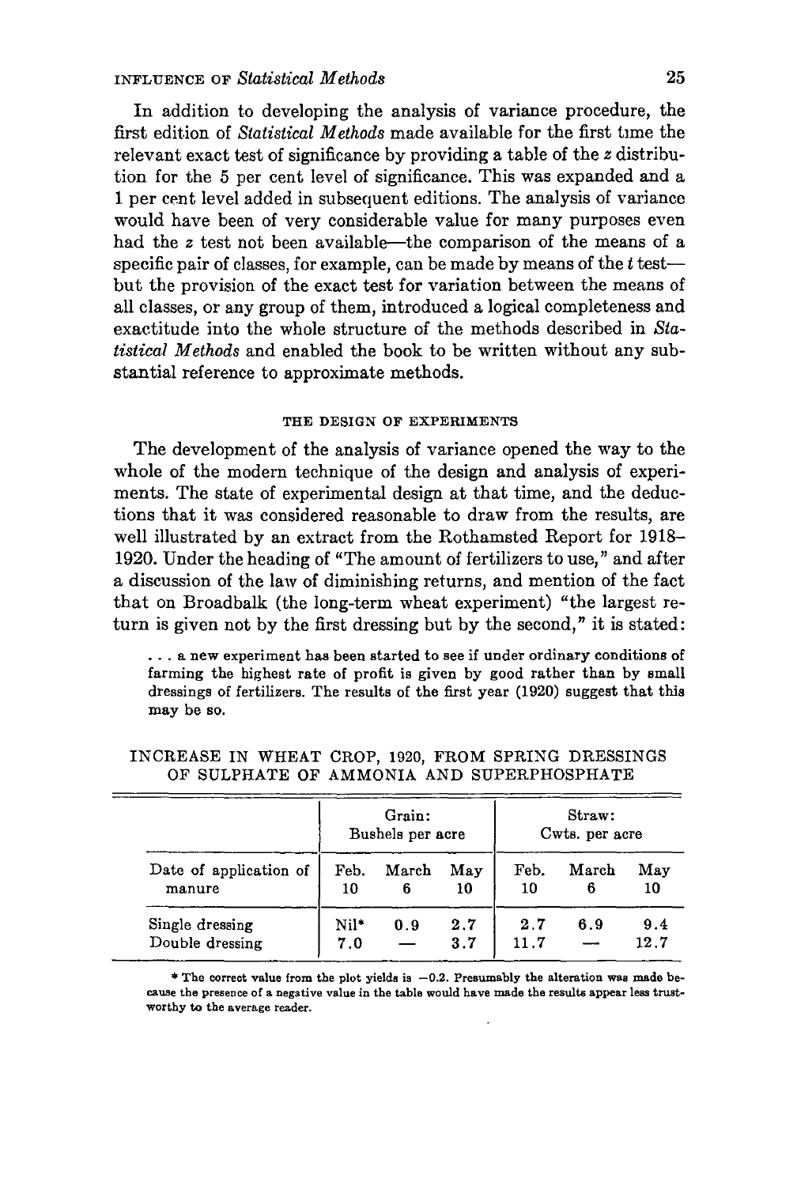In addition to developing the analysis of variance procedure, the first edition of *Statistical Methods* made available for the first time the relevant exact test of significance by providing a table of the $z$ distribution for the 5 per cent level of significance. This was expanded and a 1 per cent level added in subsequent editions. The analysis of variance would have been of very considerable value for many purposes even had the $z$ test not been available—the comparison of the means of a specific pair of classes, for example, can be made by means of the $t$ test—but the provision of the exact test for variation between the means of all classes, or any group of them, introduced a logical completeness and exactitude into the whole structure of the methods described in *Statistical Methods* and enabled the book to be written without any substantial reference to approximate methods.

### THE DESIGN OF EXPERIMENTS

The development of the analysis of variance opened the way to the whole of the modern technique of the design and analysis of experiments. The state of experimental design at that time, and the deductions that it was considered reasonable to draw from the results, are well illustrated by an extract from the Rothamsted Report for 1918–1920. Under the heading of "The amount of fertilizers to use," and after a discussion of the law of diminishing returns, and mention of the fact that on Broadbalk (the long-term wheat experiment) "the largest return is given not by the first dressing but by the second," it is stated:

> . . . a new experiment has been started to see if under ordinary conditions of farming the highest rate of profit is given by good rather than by small dressings of fertilizers. The results of the first year (1920) suggest that this may be so.

INCREASE IN WHEAT CROP, 1920, FROM SPRING DRESSINGS OF SULPHATE OF AMMONIA AND SUPERPHOSPHATE

| | Grain: Bushels per acre | | | Straw: Cwts. per acre | | |
|---|---|---|---|---|---|---|
| Date of application of manure | Feb. 10 | March 6 | May 10 | Feb. 10 | March 6 | May 10 |
| Single dressing | Nil* | 0.9 | 2.7 | 2.7 | 6.9 | 9.4 |
| Double dressing | 7.0 | — | 3.7 | 11.7 | — | 12.7 |

\* The correct value from the plot yields is −0.2. Presumably the alteration was made because the presence of a negative value in the table would have made the results appear less trustworthy to the average reader.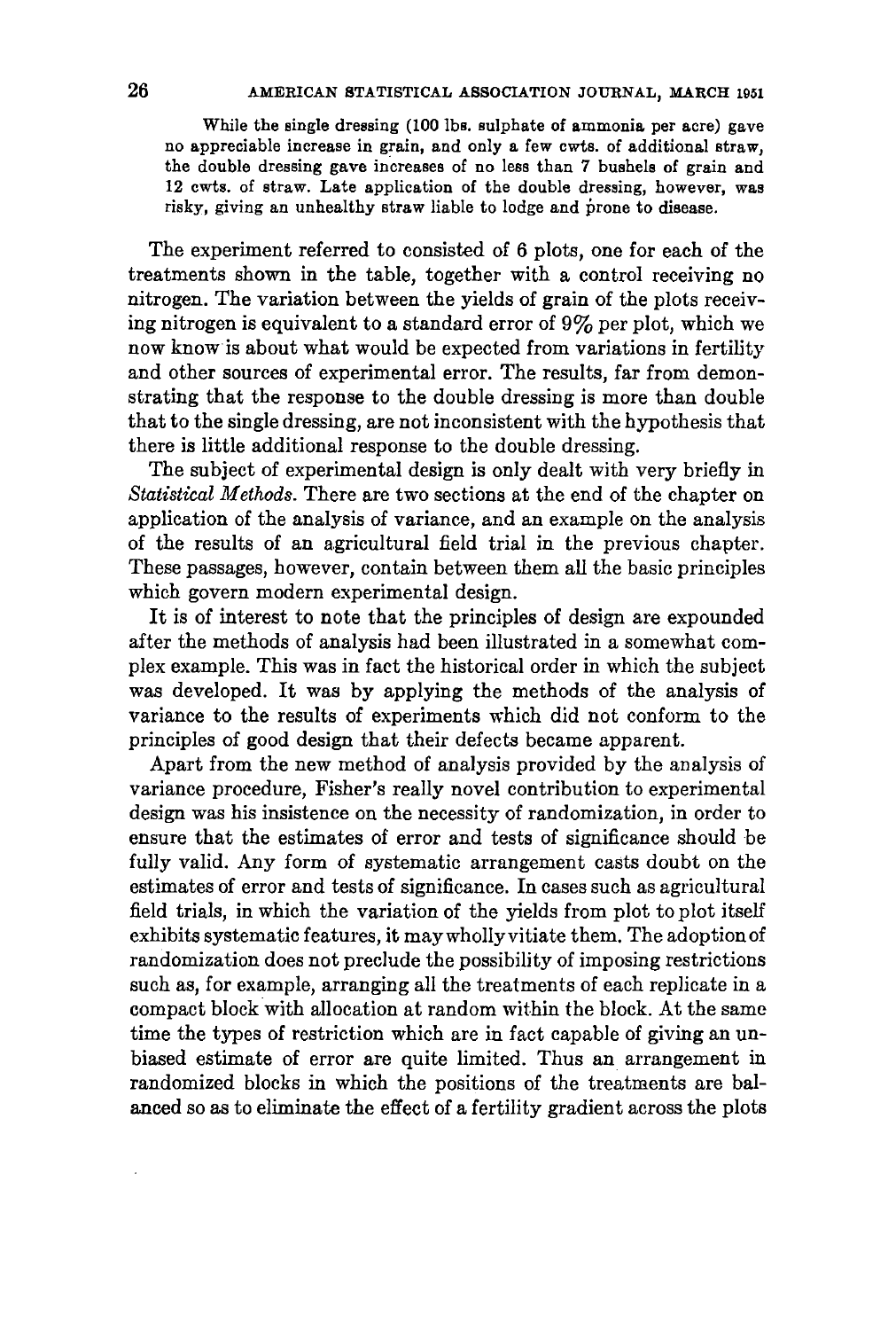> While the single dressing (100 lbs. sulphate of ammonia per acre) gave no appreciable increase in grain, and only a few cwts. of additional straw, the double dressing gave increases of no less than 7 bushels of grain and 12 cwts. of straw. Late application of the double dressing, however, was risky, giving an unhealthy straw liable to lodge and prone to disease.

The experiment referred to consisted of 6 plots, one for each of the treatments shown in the table, together with a control receiving no nitrogen. The variation between the yields of grain of the plots receiving nitrogen is equivalent to a standard error of 9% per plot, which we now know is about what would be expected from variations in fertility and other sources of experimental error. The results, far from demonstrating that the response to the double dressing is more than double that to the single dressing, are not inconsistent with the hypothesis that there is little additional response to the double dressing.

The subject of experimental design is only dealt with very briefly in *Statistical Methods*. There are two sections at the end of the chapter on application of the analysis of variance, and an example on the analysis of the results of an agricultural field trial in the previous chapter. These passages, however, contain between them all the basic principles which govern modern experimental design.

It is of interest to note that the principles of design are expounded after the methods of analysis had been illustrated in a somewhat complex example. This was in fact the historical order in which the subject was developed. It was by applying the methods of the analysis of variance to the results of experiments which did not conform to the principles of good design that their defects became apparent.

Apart from the new method of analysis provided by the analysis of variance procedure, Fisher's really novel contribution to experimental design was his insistence on the necessity of randomization, in order to ensure that the estimates of error and tests of significance should be fully valid. Any form of systematic arrangement casts doubt on the estimates of error and tests of significance. In cases such as agricultural field trials, in which the variation of the yields from plot to plot itself exhibits systematic features, it may wholly vitiate them. The adoption of randomization does not preclude the possibility of imposing restrictions such as, for example, arranging all the treatments of each replicate in a compact block with allocation at random within the block. At the same time the types of restriction which are in fact capable of giving an unbiased estimate of error are quite limited. Thus an arrangement in randomized blocks in which the positions of the treatments are balanced so as to eliminate the effect of a fertility gradient across the plots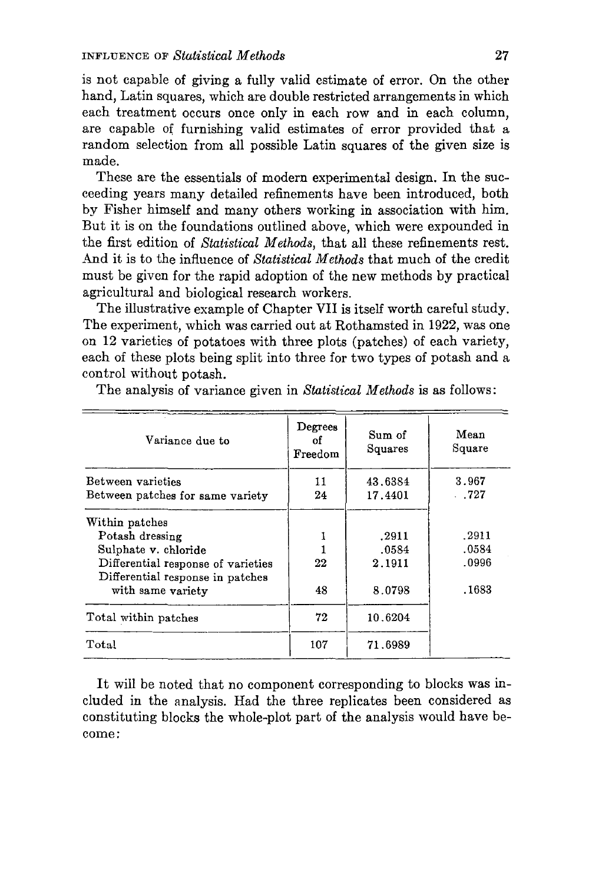is not capable of giving a fully valid estimate of error. On the other hand, Latin squares, which are double restricted arrangements in which each treatment occurs once only in each row and in each column, are capable of furnishing valid estimates of error provided that a random selection from all possible Latin squares of the given size is made.

These are the essentials of modern experimental design. In the succeeding years many detailed refinements have been introduced, both by Fisher himself and many others working in association with him. But it is on the foundations outlined above, which were expounded in the first edition of *Statistical Methods*, that all these refinements rest. And it is to the influence of *Statistical Methods* that much of the credit must be given for the rapid adoption of the new methods by practical agricultural and biological research workers.

The illustrative example of Chapter VII is itself worth careful study. The experiment, which was carried out at Rothamsted in 1922, was one on 12 varieties of potatoes with three plots (patches) of each variety, each of these plots being split into three for two types of potash and a control without potash.

The analysis of variance given in *Statistical Methods* is as follows:

| Variance due to | Degrees of Freedom | Sum of Squares | Mean Square |
|---|---|---|---|
| Between varieties | 11 | 43.6384 | 3.967 |
| Between patches for same variety | 24 | 17.4401 | .727 |
| Within patches | | | |
| Potash dressing | 1 | .2911 | .2911 |
| Sulphate v. chloride | 1 | .0584 | .0584 |
| Differential response of varieties | 22 | 2.1911 | .0996 |
| Differential response in patches with same variety | 48 | 8.0798 | .1683 |
| Total within patches | 72 | 10.6204 | |
| Total | 107 | 71.6989 | |

It will be noted that no component corresponding to blocks was included in the analysis. Had the three replicates been considered as constituting blocks the whole-plot part of the analysis would have become: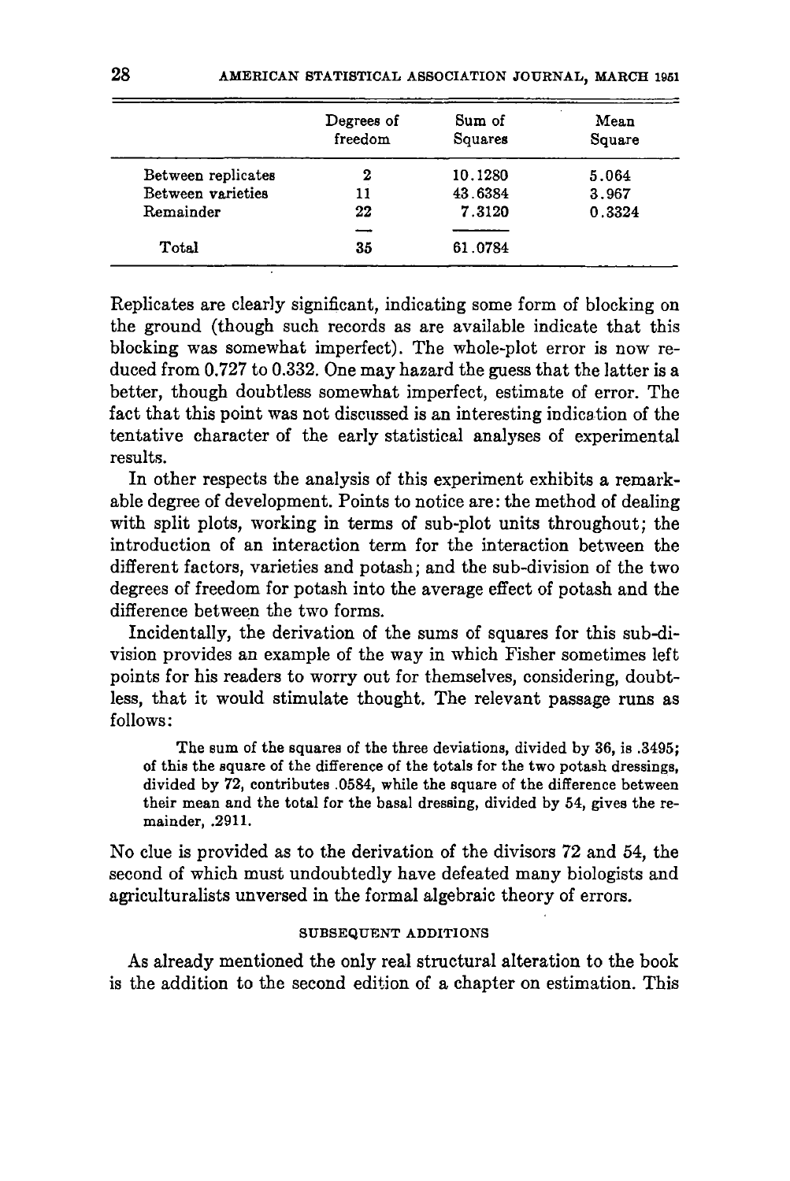| | Degrees of freedom | Sum of Squares | Mean Square |
|---|---|---|---|
| Between replicates | 2 | 10.1280 | 5.064 |
| Between varieties | 11 | 43.6384 | 3.967 |
| Remainder | 22 | 7.3120 | 0.3324 |
| Total | 35 | 61.0784 | |

Replicates are clearly significant, indicating some form of blocking on the ground (though such records as are available indicate that this blocking was somewhat imperfect). The whole-plot error is now reduced from 0.727 to 0.332. One may hazard the guess that the latter is a better, though doubtless somewhat imperfect, estimate of error. The fact that this point was not discussed is an interesting indication of the tentative character of the early statistical analyses of experimental results.

In other respects the analysis of this experiment exhibits a remarkable degree of development. Points to notice are: the method of dealing with split plots, working in terms of sub-plot units throughout; the introduction of an interaction term for the interaction between the different factors, varieties and potash; and the sub-division of the two degrees of freedom for potash into the average effect of potash and the difference between the two forms.

Incidentally, the derivation of the sums of squares for this sub-division provides an example of the way in which Fisher sometimes left points for his readers to worry out for themselves, considering, doubtless, that it would stimulate thought. The relevant passage runs as follows:

> The sum of the squares of the three deviations, divided by 36, is .3495; of this the square of the difference of the totals for the two potash dressings, divided by 72, contributes .0584, while the square of the difference between their mean and the total for the basal dressing, divided by 54, gives the remainder, .2911.

No clue is provided as to the derivation of the divisors 72 and 54, the second of which must undoubtedly have defeated many biologists and agriculturalists unversed in the formal algebraic theory of errors.

### SUBSEQUENT ADDITIONS

As already mentioned the only real structural alteration to the book is the addition to the second edition of a chapter on estimation. This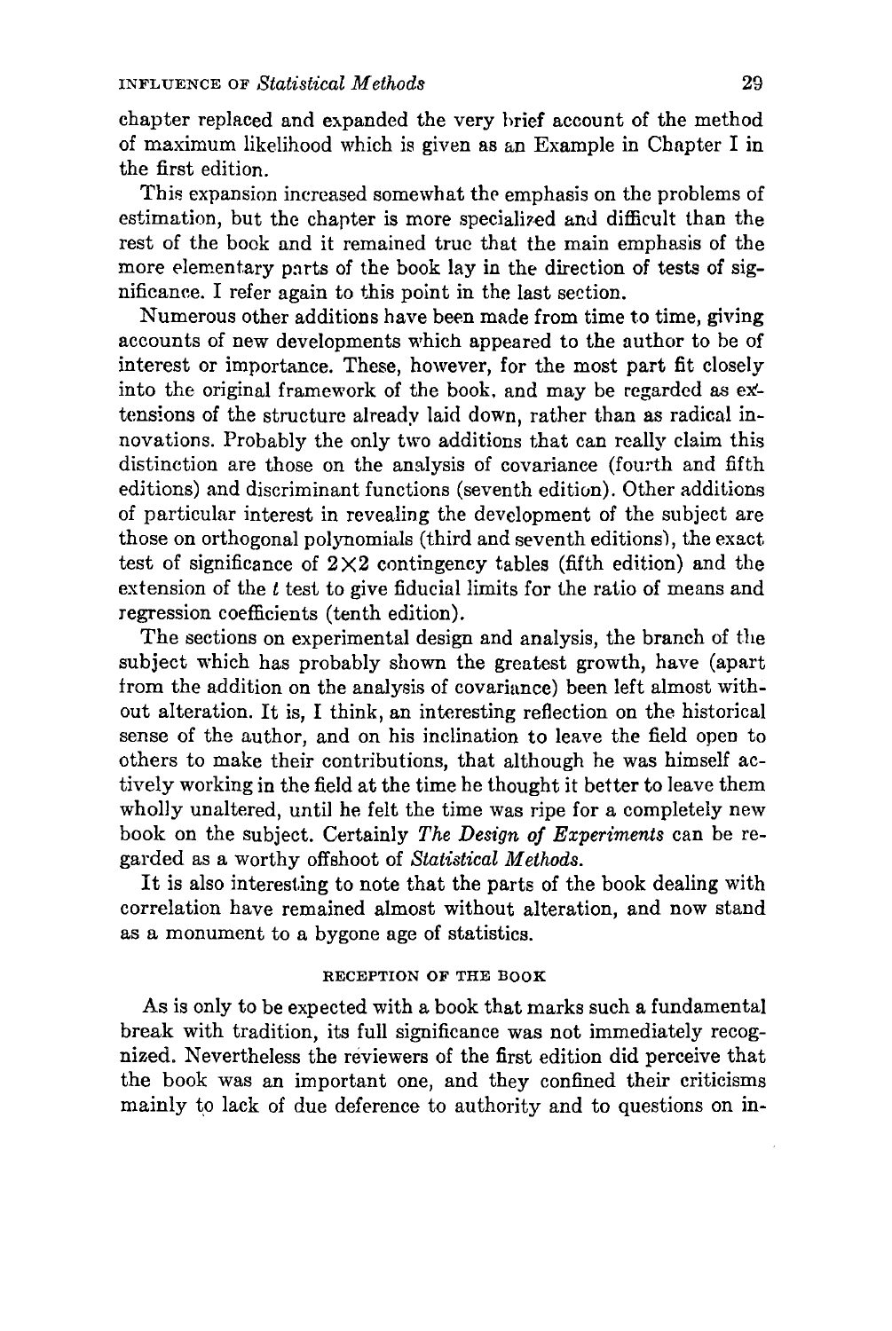chapter replaced and expanded the very brief account of the method of maximum likelihood which is given as an Example in Chapter I in the first edition.

This expansion increased somewhat the emphasis on the problems of estimation, but the chapter is more specialized and difficult than the rest of the book and it remained true that the main emphasis of the more elementary parts of the book lay in the direction of tests of significance. I refer again to this point in the last section.

Numerous other additions have been made from time to time, giving accounts of new developments which appeared to the author to be of interest or importance. These, however, for the most part fit closely into the original framework of the book, and may be regarded as extensions of the structure already laid down, rather than as radical innovations. Probably the only two additions that can really claim this distinction are those on the analysis of covariance (fourth and fifth editions) and discriminant functions (seventh edition). Other additions of particular interest in revealing the development of the subject are those on orthogonal polynomials (third and seventh editions), the exact test of significance of $2 \times 2$ contingency tables (fifth edition) and the extension of the $t$ test to give fiducial limits for the ratio of means and regression coefficients (tenth edition).

The sections on experimental design and analysis, the branch of the subject which has probably shown the greatest growth, have (apart from the addition on the analysis of covariance) been left almost without alteration. It is, I think, an interesting reflection on the historical sense of the author, and on his inclination to leave the field open to others to make their contributions, that although he was himself actively working in the field at the time he thought it better to leave them wholly unaltered, until he felt the time was ripe for a completely new book on the subject. Certainly *The Design of Experiments* can be regarded as a worthy offshoot of *Statistical Methods*.

It is also interesting to note that the parts of the book dealing with correlation have remained almost without alteration, and now stand as a monument to a bygone age of statistics.

## RECEPTION OF THE BOOK

As is only to be expected with a book that marks such a fundamental break with tradition, its full significance was not immediately recognized. Nevertheless the reviewers of the first edition did perceive that the book was an important one, and they confined their criticisms mainly to lack of due deference to authority and to questions on in-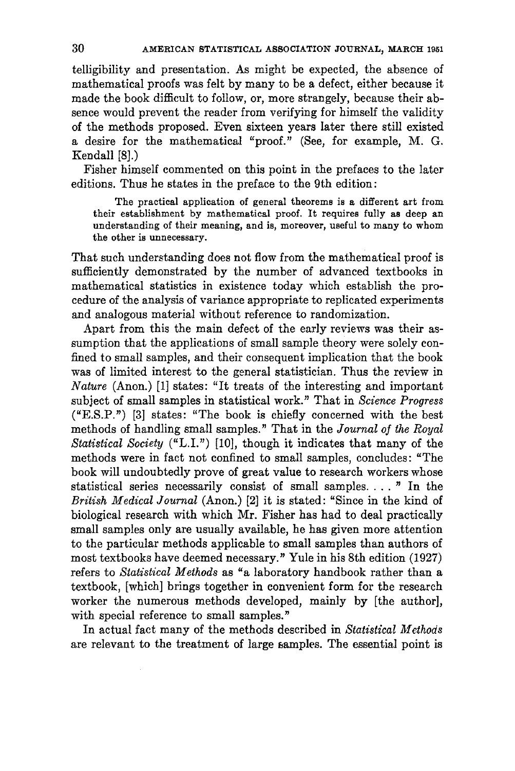telligibility and presentation. As might be expected, the absence of mathematical proofs was felt by many to be a defect, either because it made the book difficult to follow, or, more strangely, because their absence would prevent the reader from verifying for himself the validity of the methods proposed. Even sixteen years later there still existed a desire for the mathematical "proof." (See, for example, M. G. Kendall [8].)

Fisher himself commented on this point in the prefaces to the later editions. Thus he states in the preface to the 9th edition:

> The practical application of general theorems is a different art from their establishment by mathematical proof. It requires fully as deep an understanding of their meaning, and is, moreover, useful to many to whom the other is unnecessary.

That such understanding does not flow from the mathematical proof is sufficiently demonstrated by the number of advanced textbooks in mathematical statistics in existence today which establish the procedure of the analysis of variance appropriate to replicated experiments and analogous material without reference to randomization.

Apart from this the main defect of the early reviews was their assumption that the applications of small sample theory were solely confined to small samples, and their consequent implication that the book was of limited interest to the general statistician. Thus the review in *Nature* (Anon.) [1] states: "It treats of the interesting and important subject of small samples in statistical work." That in *Science Progress* ("E.S.P.") [3] states: "The book is chiefly concerned with the best methods of handling small samples." That in the *Journal of the Royal Statistical Society* ("L.I.") [10], though it indicates that many of the methods were in fact not confined to small samples, concludes: "The book will undoubtedly prove of great value to research workers whose statistical series necessarily consist of small samples. . . . " In the *British Medical Journal* (Anon.) [2] it is stated: "Since in the kind of biological research with which Mr. Fisher has had to deal practically small samples only are usually available, he has given more attention to the particular methods applicable to small samples than authors of most textbooks have deemed necessary." Yule in his 8th edition (1927) refers to *Statistical Methods* as "a laboratory handbook rather than a textbook, [which] brings together in convenient form for the research worker the numerous methods developed, mainly by [the author], with special reference to small samples."

In actual fact many of the methods described in *Statistical Methods* are relevant to the treatment of large samples. The essential point is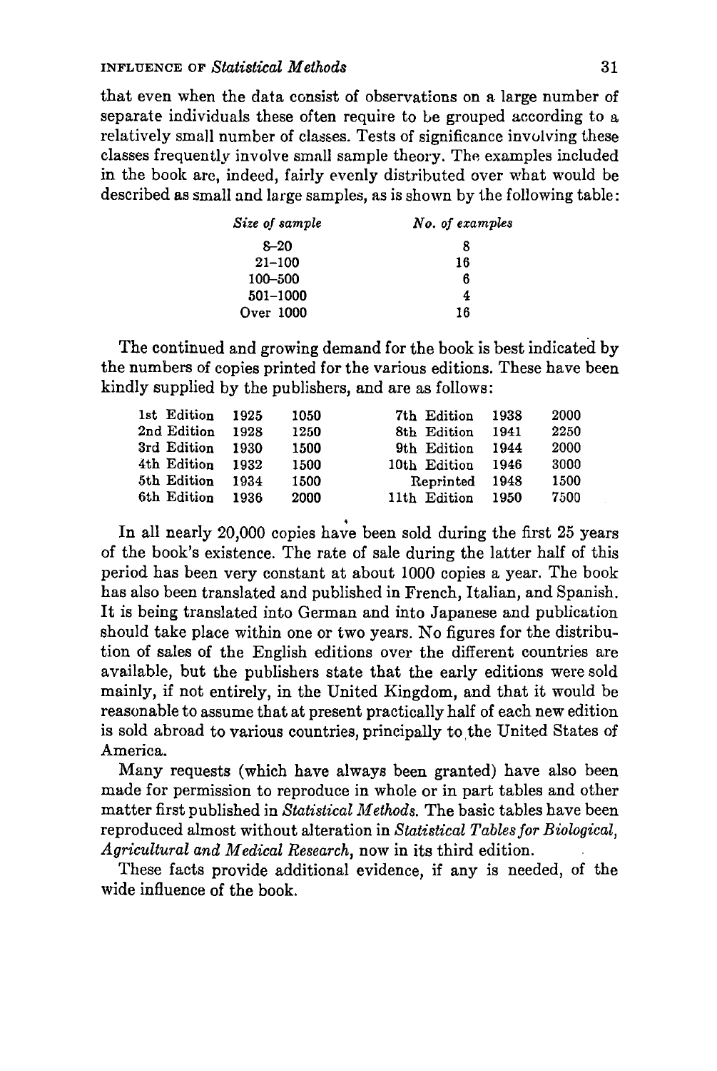that even when the data consist of observations on a large number of separate individuals these often require to be grouped according to a relatively small number of classes. Tests of significance involving these classes frequently involve small sample theory. The examples included in the book are, indeed, fairly evenly distributed over what would be described as small and large samples, as is shown by the following table:

| *Size of sample* | *No. of examples* |
|---|---|
| 8–20 | 8 |
| 21–100 | 16 |
| 100–500 | 6 |
| 501–1000 | 4 |
| Over 1000 | 16 |

The continued and growing demand for the book is best indicated by the numbers of copies printed for the various editions. These have been kindly supplied by the publishers, and are as follows:

| | | | | | |
|---|---|---|---|---|---|
| 1st Edition | 1925 | 1050 | 7th Edition | 1938 | 2000 |
| 2nd Edition | 1928 | 1250 | 8th Edition | 1941 | 2250 |
| 3rd Edition | 1930 | 1500 | 9th Edition | 1944 | 2000 |
| 4th Edition | 1932 | 1500 | 10th Edition | 1946 | 3000 |
| 5th Edition | 1934 | 1500 | Reprinted | 1948 | 1500 |
| 6th Edition | 1936 | 2000 | 11th Edition | 1950 | 7500 |

In all nearly 20,000 copies have been sold during the first 25 years of the book's existence. The rate of sale during the latter half of this period has been very constant at about 1000 copies a year. The book has also been translated and published in French, Italian, and Spanish. It is being translated into German and into Japanese and publication should take place within one or two years. No figures for the distribution of sales of the English editions over the different countries are available, but the publishers state that the early editions were sold mainly, if not entirely, in the United Kingdom, and that it would be reasonable to assume that at present practically half of each new edition is sold abroad to various countries, principally to the United States of America.

Many requests (which have always been granted) have also been made for permission to reproduce in whole or in part tables and other matter first published in *Statistical Methods*. The basic tables have been reproduced almost without alteration in *Statistical Tables for Biological, Agricultural and Medical Research*, now in its third edition.

These facts provide additional evidence, if any is needed, of the wide influence of the book.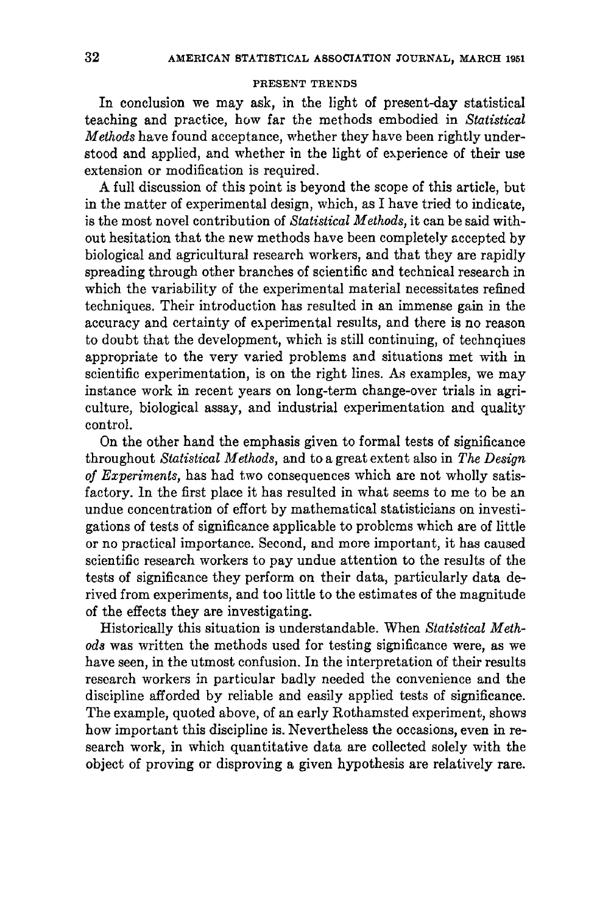## PRESENT TRENDS

In conclusion we may ask, in the light of present-day statistical teaching and practice, how far the methods embodied in *Statistical Methods* have found acceptance, whether they have been rightly understood and applied, and whether in the light of experience of their use extension or modification is required.

A full discussion of this point is beyond the scope of this article, but in the matter of experimental design, which, as I have tried to indicate, is the most novel contribution of *Statistical Methods*, it can be said without hesitation that the new methods have been completely accepted by biological and agricultural research workers, and that they are rapidly spreading through other branches of scientific and technical research in which the variability of the experimental material necessitates refined techniques. Their introduction has resulted in an immense gain in the accuracy and certainty of experimental results, and there is no reason to doubt that the development, which is still continuing, of technqiues appropriate to the very varied problems and situations met with in scientific experimentation, is on the right lines. As examples, we may instance work in recent years on long-term change-over trials in agriculture, biological assay, and industrial experimentation and quality control.

On the other hand the emphasis given to formal tests of significance throughout *Statistical Methods*, and to a great extent also in *The Design of Experiments*, has had two consequences which are not wholly satisfactory. In the first place it has resulted in what seems to me to be an undue concentration of effort by mathematical statisticians on investigations of tests of significance applicable to problems which are of little or no practical importance. Second, and more important, it has caused scientific research workers to pay undue attention to the results of the tests of significance they perform on their data, particularly data derived from experiments, and too little to the estimates of the magnitude of the effects they are investigating.

Historically this situation is understandable. When *Statistical Methods* was written the methods used for testing significance were, as we have seen, in the utmost confusion. In the interpretation of their results research workers in particular badly needed the convenience and the discipline afforded by reliable and easily applied tests of significance. The example, quoted above, of an early Rothamsted experiment, shows how important this discipline is. Nevertheless the occasions, even in research work, in which quantitative data are collected solely with the object of proving or disproving a given hypothesis are relatively rare.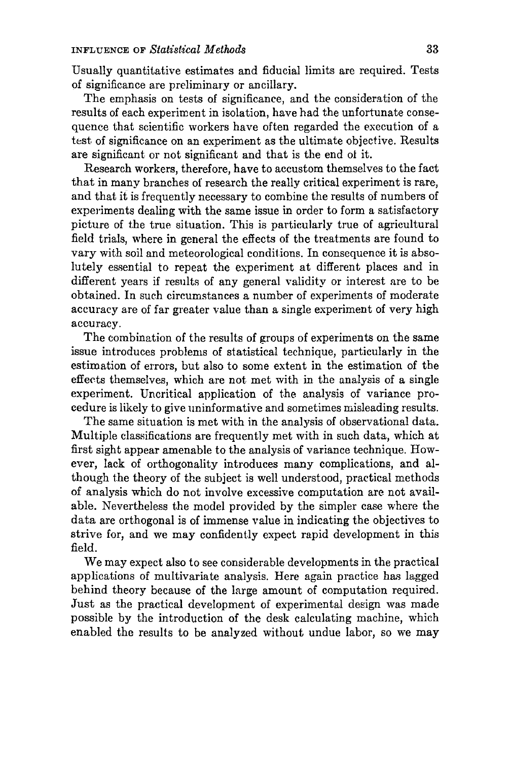Usually quantitative estimates and fiducial limits are required. Tests of significance are preliminary or ancillary.

The emphasis on tests of significance, and the consideration of the results of each experiment in isolation, have had the unfortunate consequence that scientific workers have often regarded the execution of a test of significance on an experiment as the ultimate objective. Results are significant or not significant and that is the end of it.

Research workers, therefore, have to accustom themselves to the fact that in many branches of research the really critical experiment is rare, and that it is frequently necessary to combine the results of numbers of experiments dealing with the same issue in order to form a satisfactory picture of the true situation. This is particularly true of agricultural field trials, where in general the effects of the treatments are found to vary with soil and meteorological conditions. In consequence it is absolutely essential to repeat the experiment at different places and in different years if results of any general validity or interest are to be obtained. In such circumstances a number of experiments of moderate accuracy are of far greater value than a single experiment of very high accuracy.

The combination of the results of groups of experiments on the same issue introduces problems of statistical technique, particularly in the estimation of errors, but also to some extent in the estimation of the effects themselves, which are not met with in the analysis of a single experiment. Uncritical application of the analysis of variance procedure is likely to give uninformative and sometimes misleading results.

The same situation is met with in the analysis of observational data. Multiple classifications are frequently met with in such data, which at first sight appear amenable to the analysis of variance technique. However, lack of orthogonality introduces many complications, and although the theory of the subject is well understood, practical methods of analysis which do not involve excessive computation are not available. Nevertheless the model provided by the simpler case where the data are orthogonal is of immense value in indicating the objectives to strive for, and we may confidently expect rapid development in this field.

We may expect also to see considerable developments in the practical applications of multivariate analysis. Here again practice has lagged behind theory because of the large amount of computation required. Just as the practical development of experimental design was made possible by the introduction of the desk calculating machine, which enabled the results to be analyzed without undue labor, so we may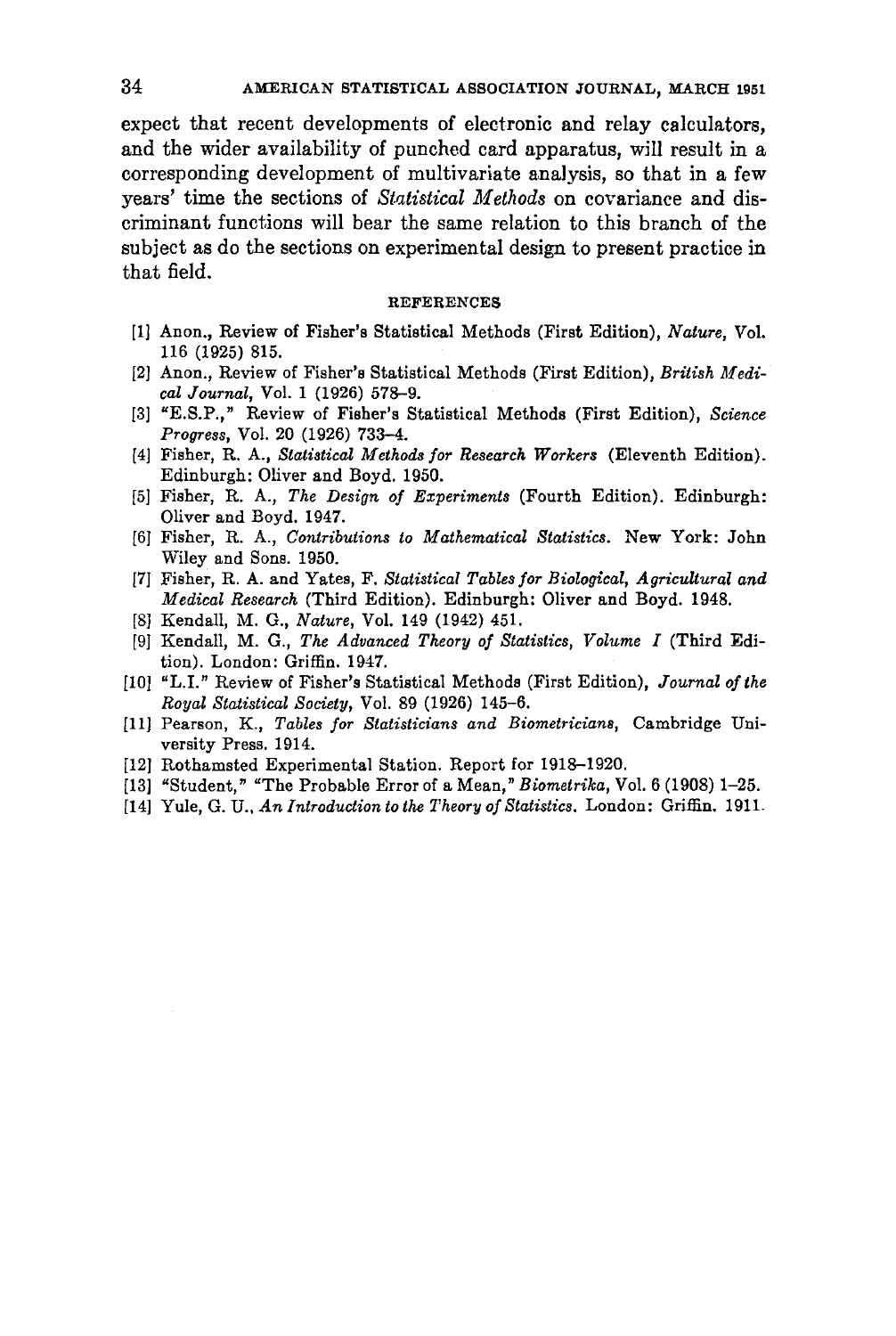expect that recent developments of electronic and relay calculators, and the wider availability of punched card apparatus, will result in a corresponding development of multivariate analysis, so that in a few years' time the sections of *Statistical Methods* on covariance and discriminant functions will bear the same relation to this branch of the subject as do the sections on experimental design to present practice in that field.

## REFERENCES

[1] Anon., Review of Fisher's Statistical Methods (First Edition), *Nature*, Vol. 116 (1925) 815.

[2] Anon., Review of Fisher's Statistical Methods (First Edition), *British Medical Journal*, Vol. 1 (1926) 578–9.

[3] "E.S.P.," Review of Fisher's Statistical Methods (First Edition), *Science Progress*, Vol. 20 (1926) 733–4.

[4] Fisher, R. A., *Statistical Methods for Research Workers* (Eleventh Edition). Edinburgh: Oliver and Boyd. 1950.

[5] Fisher, R. A., *The Design of Experiments* (Fourth Edition). Edinburgh: Oliver and Boyd. 1947.

[6] Fisher, R. A., *Contributions to Mathematical Statistics*. New York: John Wiley and Sons. 1950.

[7] Fisher, R. A. and Yates, F. *Statistical Tables for Biological, Agricultural and Medical Research* (Third Edition). Edinburgh: Oliver and Boyd. 1948.

[8] Kendall, M. G., *Nature*, Vol. 149 (1942) 451.

[9] Kendall, M. G., *The Advanced Theory of Statistics, Volume I* (Third Edition). London: Griffin. 1947.

[10] "L.I." Review of Fisher's Statistical Methods (First Edition), *Journal of the Royal Statistical Society*, Vol. 89 (1926) 145–6.

[11] Pearson, K., *Tables for Statisticians and Biometricians*, Cambridge University Press. 1914.

[12] Rothamsted Experimental Station. Report for 1918–1920.

[13] "Student," "The Probable Error of a Mean," *Biometrika*, Vol. 6 (1908) 1–25.

[14] Yule, G. U., *An Introduction to the Theory of Statistics*. London: Griffin. 1911.